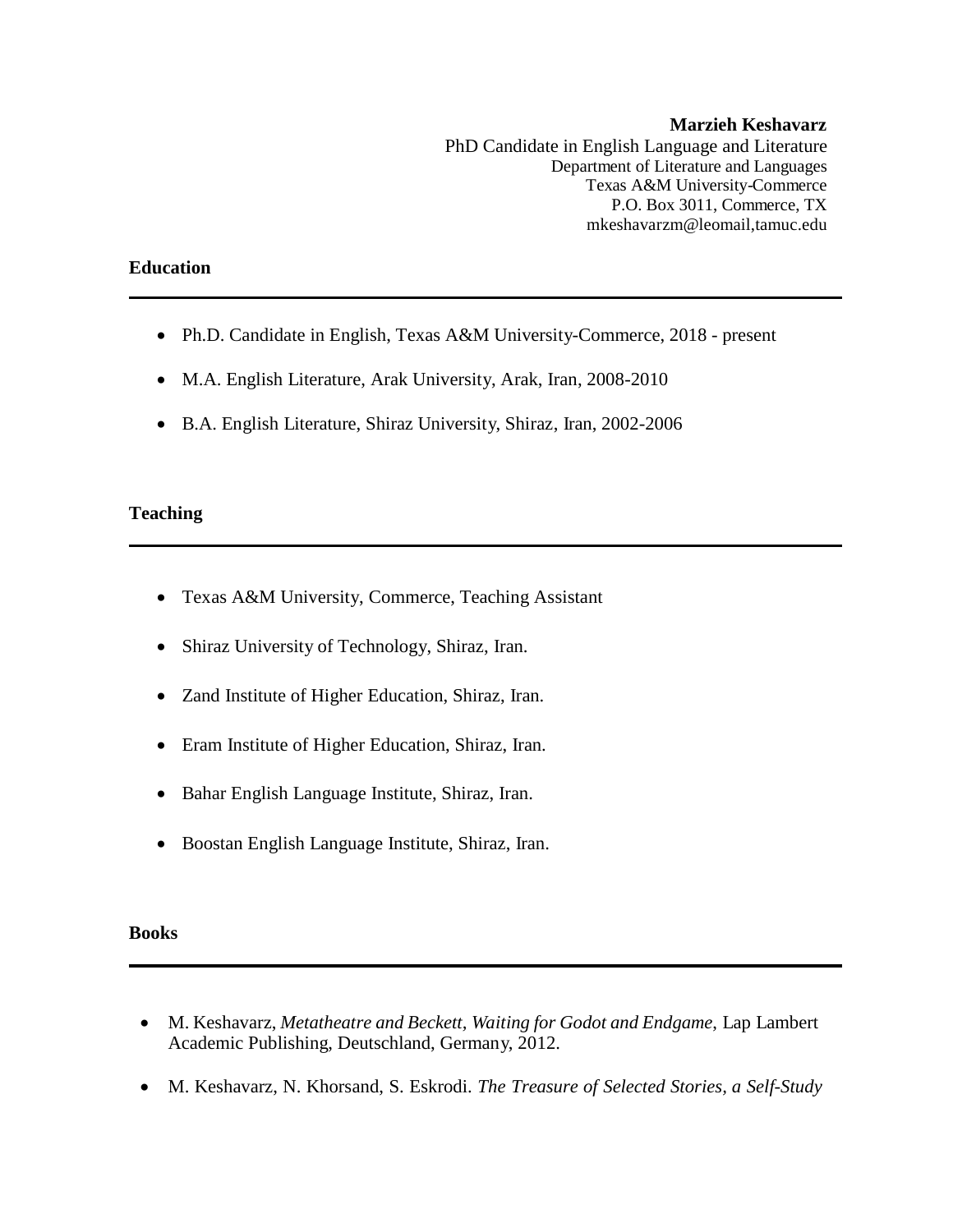**Marzieh Keshavarz**
PhD Candidate in English Language and Literature
Department of Literature and Languages
Texas A&M University-Commerce
P.O. Box 3011, Commerce, TX
mkeshavarzm@leomail,tamuc.edu

## Education

- Ph.D. Candidate in English, Texas A&M University-Commerce, 2018 - present
- M.A. English Literature, Arak University, Arak, Iran, 2008-2010
- B.A. English Literature, Shiraz University, Shiraz, Iran, 2002-2006

## Teaching

- Texas A&M University, Commerce, Teaching Assistant
- Shiraz University of Technology, Shiraz, Iran.
- Zand Institute of Higher Education, Shiraz, Iran.
- Eram Institute of Higher Education, Shiraz, Iran.
- Bahar English Language Institute, Shiraz, Iran.
- Boostan English Language Institute, Shiraz, Iran.

## Books

- M. Keshavarz, *Metatheatre and Beckett, Waiting for Godot and Endgame,* Lap Lambert Academic Publishing, Deutschland, Germany, 2012.
- M. Keshavarz, N. Khorsand, S. Eskrodi. *The Treasure of Selected Stories, a Self-Study*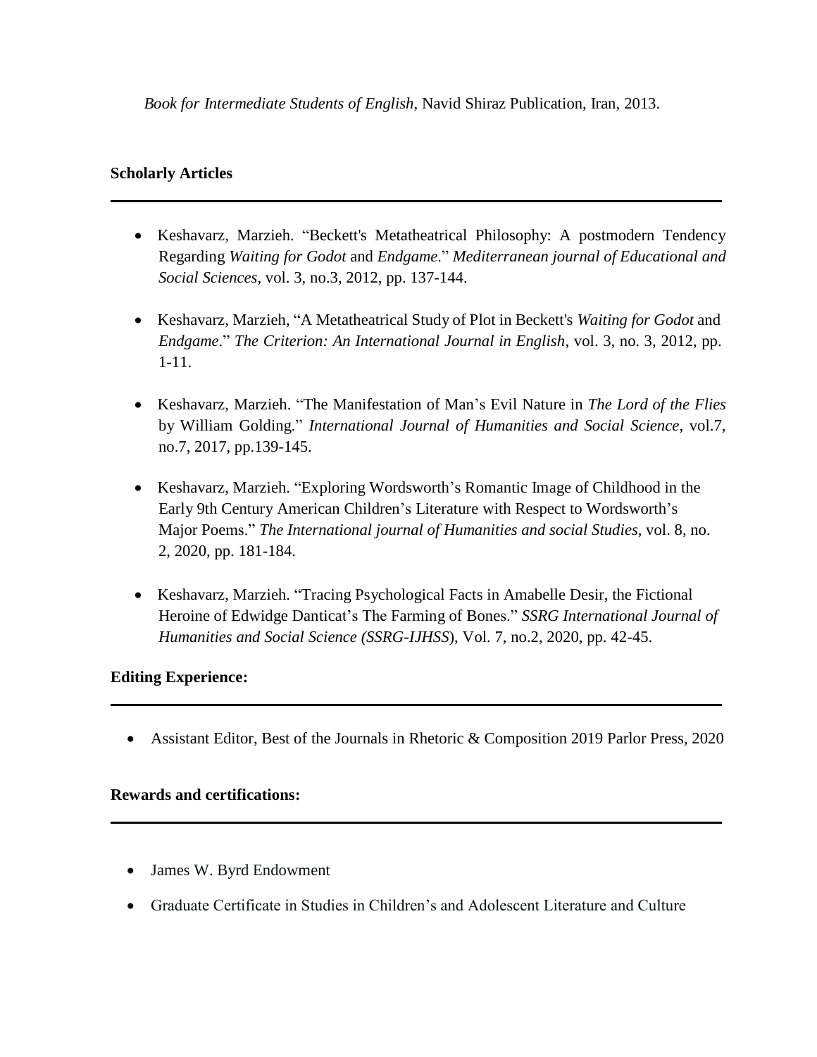*Book for Intermediate Students of English*, Navid Shiraz Publication, Iran, 2013.

**Scholarly Articles**

---

- Keshavarz, Marzieh. "Beckett's Metatheatrical Philosophy: A postmodern Tendency Regarding *Waiting for Godot* and *Endgame*." *Mediterranean journal of Educational and Social Sciences*, vol. 3, no.3, 2012, pp. 137-144.
- Keshavarz, Marzieh, "A Metatheatrical Study of Plot in Beckett's *Waiting for Godot* and *Endgame*." *The Criterion: An International Journal in English*, vol. 3, no. 3, 2012, pp. 1-11.
- Keshavarz, Marzieh. "The Manifestation of Man's Evil Nature in *The Lord of the Flies* by William Golding." *International Journal of Humanities and Social Science*, vol.7, no.7, 2017, pp.139-145.
- Keshavarz, Marzieh. "Exploring Wordsworth's Romantic Image of Childhood in the Early 9th Century American Children's Literature with Respect to Wordsworth's Major Poems." *The International journal of Humanities and social Studies*, vol. 8, no. 2, 2020, pp. 181-184.
- Keshavarz, Marzieh. "Tracing Psychological Facts in Amabelle Desir, the Fictional Heroine of Edwidge Danticat's The Farming of Bones." *SSRG International Journal of Humanities and Social Science (SSRG-IJHSS*), Vol. 7, no.2, 2020, pp. 42-45.

**Editing Experience:**

---

- Assistant Editor, Best of the Journals in Rhetoric & Composition 2019 Parlor Press, 2020

**Rewards and certifications:**

---

- James W. Byrd Endowment
- Graduate Certificate in Studies in Children's and Adolescent Literature and Culture